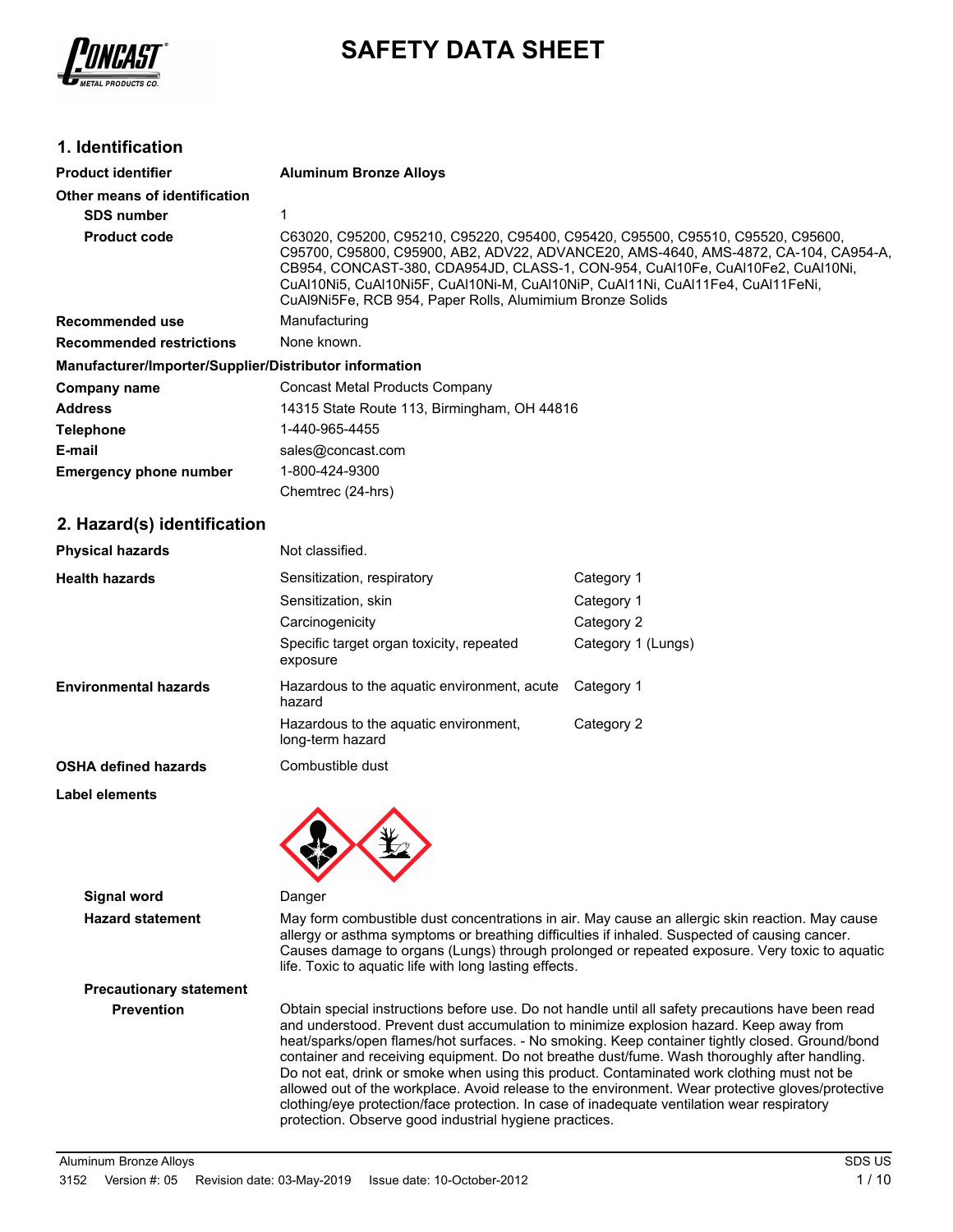# SAFETY DATA SHEET

## 1. Identification

| | |
|---|---|
| **Product identifier** | **Aluminum Bronze Alloys** |
| **Other means of identification** | |
| **SDS number** | 1 |
| **Product code** | C63020, C95200, C95210, C95220, C95400, C95420, C95500, C95510, C95520, C95600, C95700, C95800, C95900, AB2, ADV22, ADVANCE20, AMS-4640, AMS-4872, CA-104, CA954-A, CB954, CONCAST-380, CDA954JD, CLASS-1, CON-954, CuAl10Fe, CuAl10Fe2, CuAl10Ni, CuAl10Ni5, CuAl10Ni5F, CuAl10Ni-M, CuAl10NiP, CuAl11Ni, CuAl11Fe4, CuAl11FeNi, CuAl9Ni5Fe, RCB 954, Paper Rolls, Alumimium Bronze Solids |
| **Recommended use** | Manufacturing |
| **Recommended restrictions** | None known. |

**Manufacturer/Importer/Supplier/Distributor information**

| | |
|---|---|
| **Company name** | Concast Metal Products Company |
| **Address** | 14315 State Route 113, Birmingham, OH 44816 |
| **Telephone** | 1-440-965-4455 |
| **E-mail** | sales@concast.com |
| **Emergency phone number** | 1-800-424-9300 |
| | Chemtrec (24-hrs) |

## 2. Hazard(s) identification

| | | |
|---|---|---|
| **Physical hazards** | Not classified. | |
| **Health hazards** | Sensitization, respiratory | Category 1 |
| | Sensitization, skin | Category 1 |
| | Carcinogenicity | Category 2 |
| | Specific target organ toxicity, repeated exposure | Category 1 (Lungs) |
| **Environmental hazards** | Hazardous to the aquatic environment, acute hazard | Category 1 |
| | Hazardous to the aquatic environment, long-term hazard | Category 2 |
| **OSHA defined hazards** | Combustible dust | |

**Label elements**

**Signal word** Danger

**Hazard statement** May form combustible dust concentrations in air. May cause an allergic skin reaction. May cause allergy or asthma symptoms or breathing difficulties if inhaled. Suspected of causing cancer. Causes damage to organs (Lungs) through prolonged or repeated exposure. Very toxic to aquatic life. Toxic to aquatic life with long lasting effects.

**Precautionary statement**

**Prevention** Obtain special instructions before use. Do not handle until all safety precautions have been read and understood. Prevent dust accumulation to minimize explosion hazard. Keep away from heat/sparks/open flames/hot surfaces. - No smoking. Keep container tightly closed. Ground/bond container and receiving equipment. Do not breathe dust/fume. Wash thoroughly after handling. Do not eat, drink or smoke when using this product. Contaminated work clothing must not be allowed out of the workplace. Avoid release to the environment. Wear protective gloves/protective clothing/eye protection/face protection. In case of inadequate ventilation wear respiratory protection. Observe good industrial hygiene practices.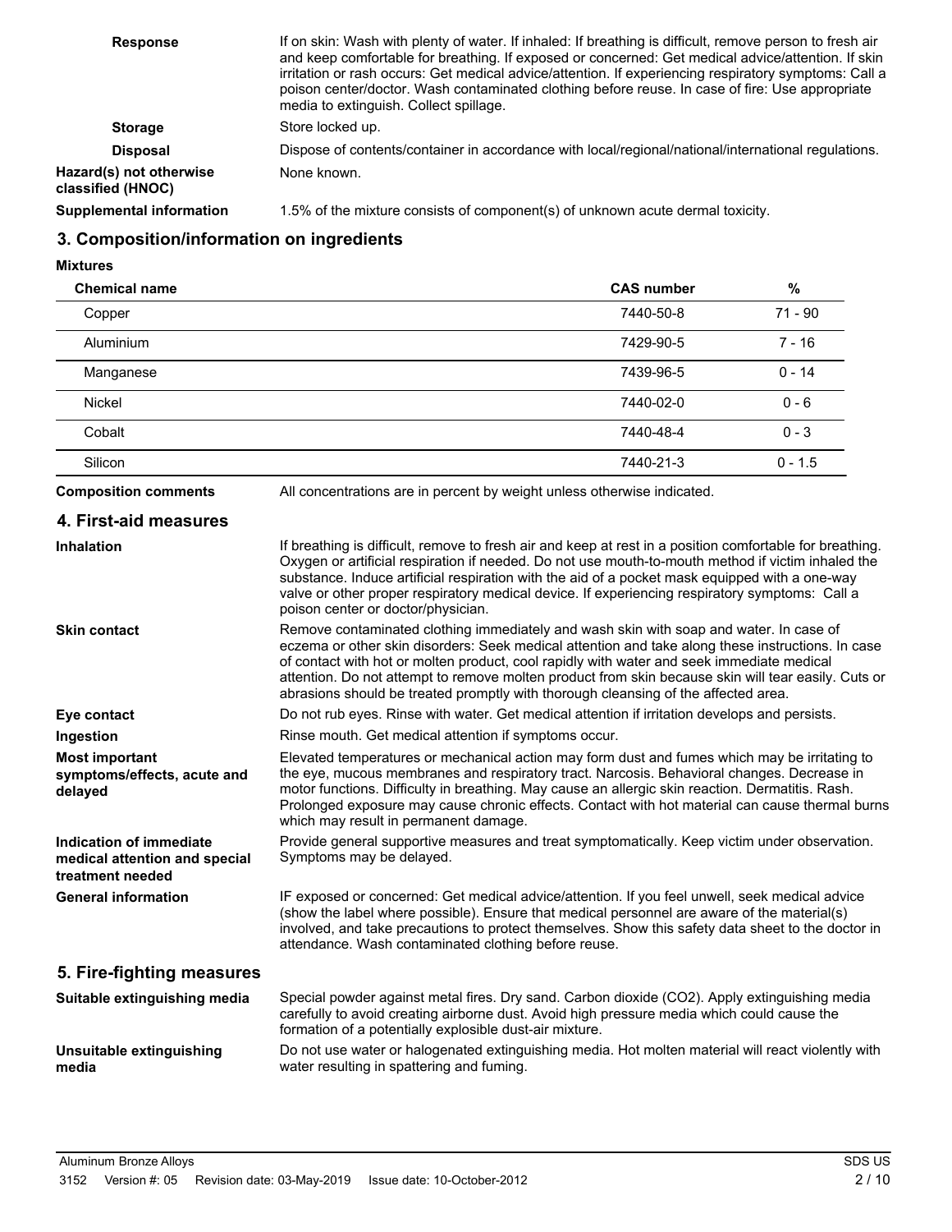**Response** If on skin: Wash with plenty of water. If inhaled: If breathing is difficult, remove person to fresh air and keep comfortable for breathing. If exposed or concerned: Get medical advice/attention. If skin irritation or rash occurs: Get medical advice/attention. If experiencing respiratory symptoms: Call a poison center/doctor. Wash contaminated clothing before reuse. In case of fire: Use appropriate media to extinguish. Collect spillage.

**Storage** Store locked up.

**Disposal** Dispose of contents/container in accordance with local/regional/national/international regulations.

**Hazard(s) not otherwise classified (HNOC)** None known.

**Supplemental information** 1.5% of the mixture consists of component(s) of unknown acute dermal toxicity.

## 3. Composition/information on ingredients

**Mixtures**

| Chemical name | CAS number | % |
|---|---|---|
| Copper | 7440-50-8 | 71 - 90 |
| Aluminium | 7429-90-5 | 7 - 16 |
| Manganese | 7439-96-5 | 0 - 14 |
| Nickel | 7440-02-0 | 0 - 6 |
| Cobalt | 7440-48-4 | 0 - 3 |
| Silicon | 7440-21-3 | 0 - 1.5 |

**Composition comments** All concentrations are in percent by weight unless otherwise indicated.

## 4. First-aid measures

**Inhalation** If breathing is difficult, remove to fresh air and keep at rest in a position comfortable for breathing. Oxygen or artificial respiration if needed. Do not use mouth-to-mouth method if victim inhaled the substance. Induce artificial respiration with the aid of a pocket mask equipped with a one-way valve or other proper respiratory medical device. If experiencing respiratory symptoms: Call a poison center or doctor/physician.

**Skin contact** Remove contaminated clothing immediately and wash skin with soap and water. In case of eczema or other skin disorders: Seek medical attention and take along these instructions. In case of contact with hot or molten product, cool rapidly with water and seek immediate medical attention. Do not attempt to remove molten product from skin because skin will tear easily. Cuts or abrasions should be treated promptly with thorough cleansing of the affected area.

**Eye contact** Do not rub eyes. Rinse with water. Get medical attention if irritation develops and persists.

**Ingestion** Rinse mouth. Get medical attention if symptoms occur.

**Most important symptoms/effects, acute and delayed** Elevated temperatures or mechanical action may form dust and fumes which may be irritating to the eye, mucous membranes and respiratory tract. Narcosis. Behavioral changes. Decrease in motor functions. Difficulty in breathing. May cause an allergic skin reaction. Dermatitis. Rash. Prolonged exposure may cause chronic effects. Contact with hot material can cause thermal burns which may result in permanent damage.

**Indication of immediate medical attention and special treatment needed** Provide general supportive measures and treat symptomatically. Keep victim under observation. Symptoms may be delayed.

**General information** IF exposed or concerned: Get medical advice/attention. If you feel unwell, seek medical advice (show the label where possible). Ensure that medical personnel are aware of the material(s) involved, and take precautions to protect themselves. Show this safety data sheet to the doctor in attendance. Wash contaminated clothing before reuse.

## 5. Fire-fighting measures

**Suitable extinguishing media** Special powder against metal fires. Dry sand. Carbon dioxide ($CO_2$). Apply extinguishing media carefully to avoid creating airborne dust. Avoid high pressure media which could cause the formation of a potentially explosible dust-air mixture.

**Unsuitable extinguishing media** Do not use water or halogenated extinguishing media. Hot molten material will react violently with water resulting in spattering and fuming.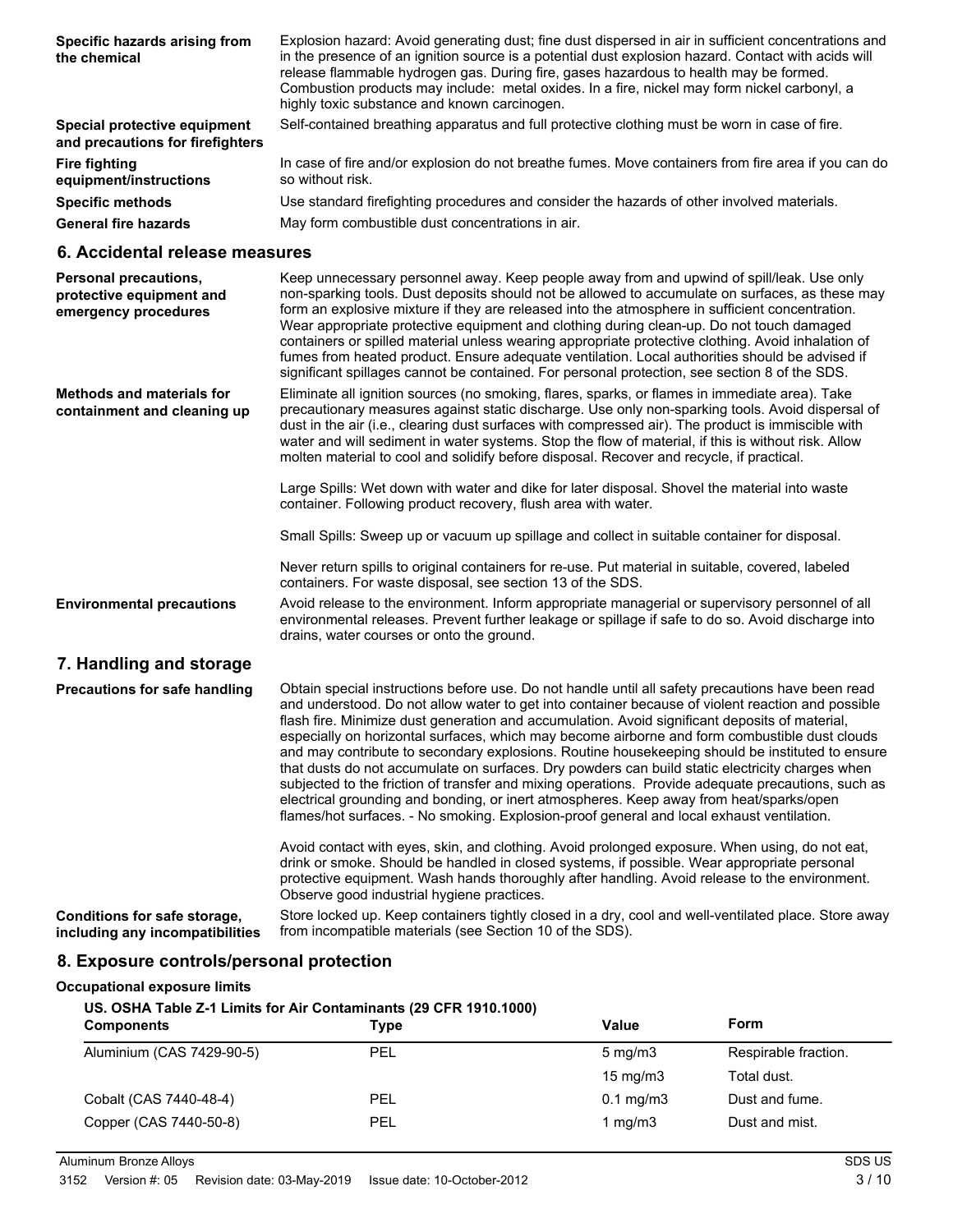**Specific hazards arising from the chemical**

Explosion hazard: Avoid generating dust; fine dust dispersed in air in sufficient concentrations and in the presence of an ignition source is a potential dust explosion hazard. Contact with acids will release flammable hydrogen gas. During fire, gases hazardous to health may be formed. Combustion products may include: metal oxides. In a fire, nickel may form nickel carbonyl, a highly toxic substance and known carcinogen.

**Special protective equipment and precautions for firefighters**

Self-contained breathing apparatus and full protective clothing must be worn in case of fire.

**Fire fighting equipment/instructions**

In case of fire and/or explosion do not breathe fumes. Move containers from fire area if you can do so without risk.

**Specific methods**

Use standard firefighting procedures and consider the hazards of other involved materials.

**General fire hazards**

May form combustible dust concentrations in air.

## 6. Accidental release measures

**Personal precautions, protective equipment and emergency procedures**

Keep unnecessary personnel away. Keep people away from and upwind of spill/leak. Use only non-sparking tools. Dust deposits should not be allowed to accumulate on surfaces, as these may form an explosive mixture if they are released into the atmosphere in sufficient concentration. Wear appropriate protective equipment and clothing during clean-up. Do not touch damaged containers or spilled material unless wearing appropriate protective clothing. Avoid inhalation of fumes from heated product. Ensure adequate ventilation. Local authorities should be advised if significant spillages cannot be contained. For personal protection, see section 8 of the SDS.

**Methods and materials for containment and cleaning up**

Eliminate all ignition sources (no smoking, flares, sparks, or flames in immediate area). Take precautionary measures against static discharge. Use only non-sparking tools. Avoid dispersal of dust in the air (i.e., clearing dust surfaces with compressed air). The product is immiscible with water and will sediment in water systems. Stop the flow of material, if this is without risk. Allow molten material to cool and solidify before disposal. Recover and recycle, if practical.

Large Spills: Wet down with water and dike for later disposal. Shovel the material into waste container. Following product recovery, flush area with water.

Small Spills: Sweep up or vacuum up spillage and collect in suitable container for disposal.

Never return spills to original containers for re-use. Put material in suitable, covered, labeled containers. For waste disposal, see section 13 of the SDS.

**Environmental precautions**

Avoid release to the environment. Inform appropriate managerial or supervisory personnel of all environmental releases. Prevent further leakage or spillage if safe to do so. Avoid discharge into drains, water courses or onto the ground.

## 7. Handling and storage

**Precautions for safe handling**

Obtain special instructions before use. Do not handle until all safety precautions have been read and understood. Do not allow water to get into container because of violent reaction and possible flash fire. Minimize dust generation and accumulation. Avoid significant deposits of material, especially on horizontal surfaces, which may become airborne and form combustible dust clouds and may contribute to secondary explosions. Routine housekeeping should be instituted to ensure that dusts do not accumulate on surfaces. Dry powders can build static electricity charges when subjected to the friction of transfer and mixing operations. Provide adequate precautions, such as electrical grounding and bonding, or inert atmospheres. Keep away from heat/sparks/open flames/hot surfaces. - No smoking. Explosion-proof general and local exhaust ventilation.

Avoid contact with eyes, skin, and clothing. Avoid prolonged exposure. When using, do not eat, drink or smoke. Should be handled in closed systems, if possible. Wear appropriate personal protective equipment. Wash hands thoroughly after handling. Avoid release to the environment. Observe good industrial hygiene practices.

**Conditions for safe storage, including any incompatibilities**

Store locked up. Keep containers tightly closed in a dry, cool and well-ventilated place. Store away from incompatible materials (see Section 10 of the SDS).

## 8. Exposure controls/personal protection

**Occupational exposure limits**

**US. OSHA Table Z-1 Limits for Air Contaminants (29 CFR 1910.1000)**

| Components | Type | Value | Form |
|---|---|---|---|
| Aluminium (CAS 7429-90-5) | PEL | 5 mg/m3 | Respirable fraction. |
| | | 15 mg/m3 | Total dust. |
| Cobalt (CAS 7440-48-4) | PEL | 0.1 mg/m3 | Dust and fume. |
| Copper (CAS 7440-50-8) | PEL | 1 mg/m3 | Dust and mist. |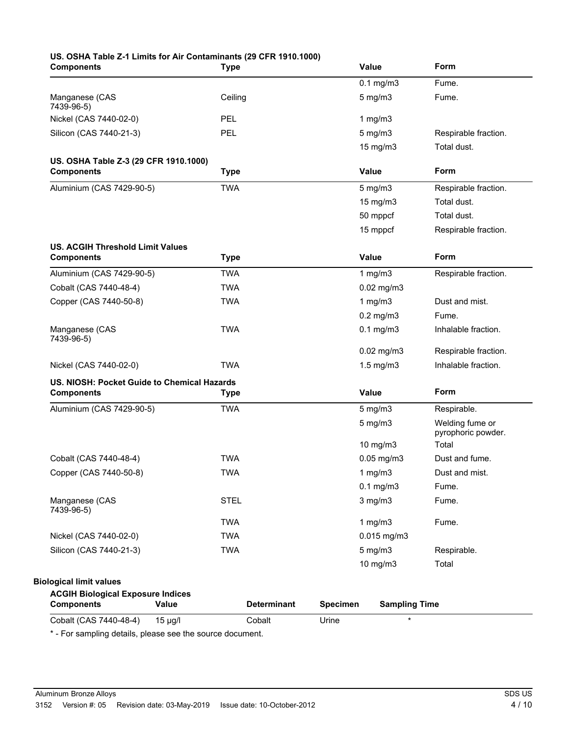**US. OSHA Table Z-1 Limits for Air Contaminants (29 CFR 1910.1000)**

| Components | Type | Value | Form |
|---|---|---|---|
| | | 0.1 mg/m3 | Fume. |
| Manganese (CAS 7439-96-5) | Ceiling | 5 mg/m3 | Fume. |
| Nickel (CAS 7440-02-0) | PEL | 1 mg/m3 | |
| Silicon (CAS 7440-21-3) | PEL | 5 mg/m3 | Respirable fraction. |
| | | 15 mg/m3 | Total dust. |

**US. OSHA Table Z-3 (29 CFR 1910.1000)**

| Components | Type | Value | Form |
|---|---|---|---|
| Aluminium (CAS 7429-90-5) | TWA | 5 mg/m3 | Respirable fraction. |
| | | 15 mg/m3 | Total dust. |
| | | 50 mppcf | Total dust. |
| | | 15 mppcf | Respirable fraction. |

**US. ACGIH Threshold Limit Values**

| Components | Type | Value | Form |
|---|---|---|---|
| Aluminium (CAS 7429-90-5) | TWA | 1 mg/m3 | Respirable fraction. |
| Cobalt (CAS 7440-48-4) | TWA | 0.02 mg/m3 | |
| Copper (CAS 7440-50-8) | TWA | 1 mg/m3 | Dust and mist. |
| | | 0.2 mg/m3 | Fume. |
| Manganese (CAS 7439-96-5) | TWA | 0.1 mg/m3 | Inhalable fraction. |
| | | 0.02 mg/m3 | Respirable fraction. |
| Nickel (CAS 7440-02-0) | TWA | 1.5 mg/m3 | Inhalable fraction. |

**US. NIOSH: Pocket Guide to Chemical Hazards**

| Components | Type | Value | Form |
|---|---|---|---|
| Aluminium (CAS 7429-90-5) | TWA | 5 mg/m3 | Respirable. |
| | | 5 mg/m3 | Welding fume or pyrophoric powder. |
| | | 10 mg/m3 | Total |
| Cobalt (CAS 7440-48-4) | TWA | 0.05 mg/m3 | Dust and fume. |
| Copper (CAS 7440-50-8) | TWA | 1 mg/m3 | Dust and mist. |
| | | 0.1 mg/m3 | Fume. |
| Manganese (CAS 7439-96-5) | STEL | 3 mg/m3 | Fume. |
| | TWA | 1 mg/m3 | Fume. |
| Nickel (CAS 7440-02-0) | TWA | 0.015 mg/m3 | |
| Silicon (CAS 7440-21-3) | TWA | 5 mg/m3 | Respirable. |
| | | 10 mg/m3 | Total |

**Biological limit values**

**ACGIH Biological Exposure Indices**

| Components | Value | Determinant | Specimen | Sampling Time |
|---|---|---|---|---|
| Cobalt (CAS 7440-48-4) | 15 µg/l | Cobalt | Urine | * |

* - For sampling details, please see the source document.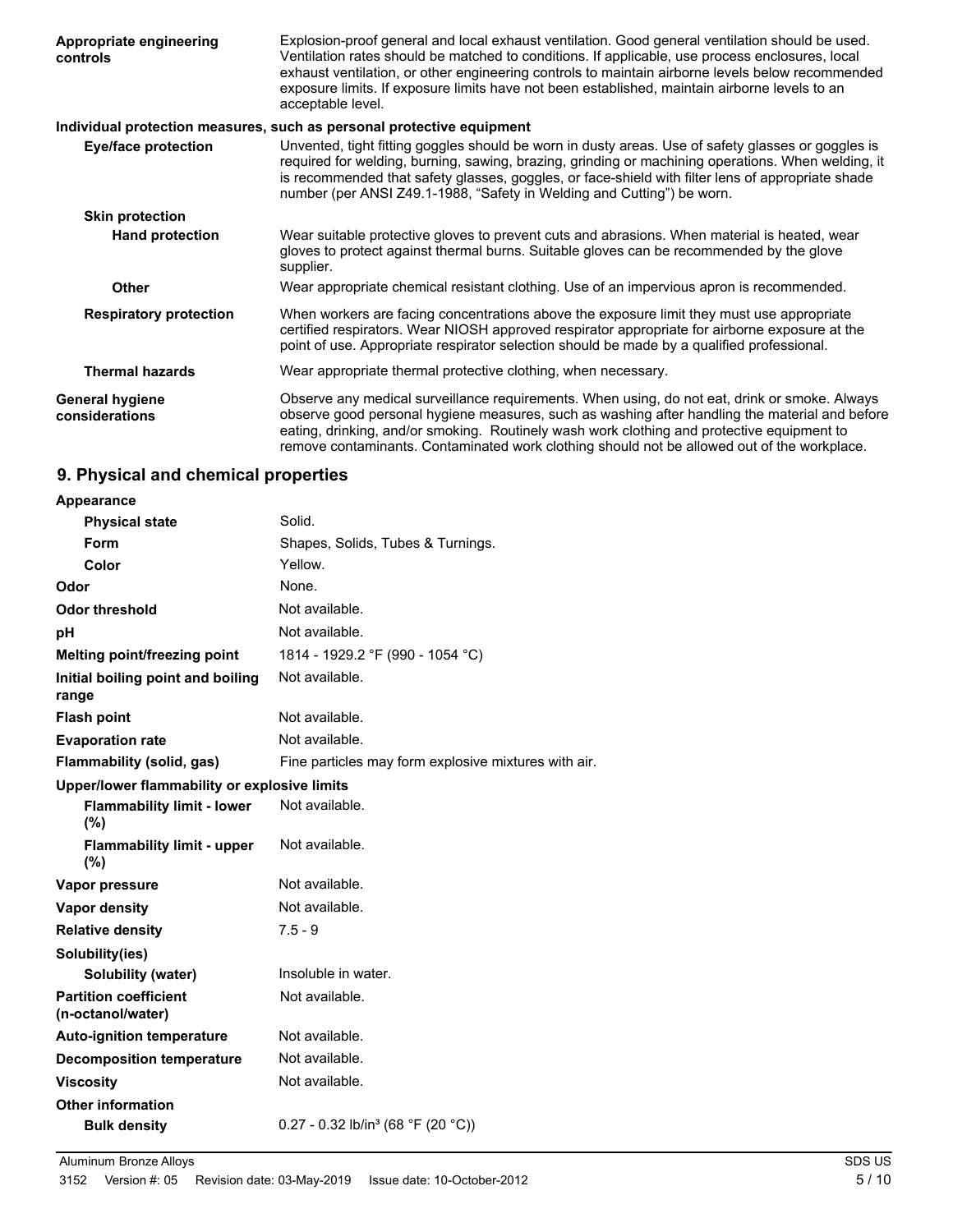| | |
|---|---|
| **Appropriate engineering controls** | Explosion-proof general and local exhaust ventilation. Good general ventilation should be used. Ventilation rates should be matched to conditions. If applicable, use process enclosures, local exhaust ventilation, or other engineering controls to maintain airborne levels below recommended exposure limits. If exposure limits have not been established, maintain airborne levels to an acceptable level. |

**Individual protection measures, such as personal protective equipment**

| | |
|---|---|
| **Eye/face protection** | Unvented, tight fitting goggles should be worn in dusty areas. Use of safety glasses or goggles is required for welding, burning, sawing, brazing, grinding or machining operations. When welding, it is recommended that safety glasses, goggles, or face-shield with filter lens of appropriate shade number (per ANSI Z49.1-1988, "Safety in Welding and Cutting") be worn. |
| **Skin protection** | |
| **Hand protection** | Wear suitable protective gloves to prevent cuts and abrasions. When material is heated, wear gloves to protect against thermal burns. Suitable gloves can be recommended by the glove supplier. |
| **Other** | Wear appropriate chemical resistant clothing. Use of an impervious apron is recommended. |
| **Respiratory protection** | When workers are facing concentrations above the exposure limit they must use appropriate certified respirators. Wear NIOSH approved respirator appropriate for airborne exposure at the point of use. Appropriate respirator selection should be made by a qualified professional. |
| **Thermal hazards** | Wear appropriate thermal protective clothing, when necessary. |
| **General hygiene considerations** | Observe any medical surveillance requirements. When using, do not eat, drink or smoke. Always observe good personal hygiene measures, such as washing after handling the material and before eating, drinking, and/or smoking. Routinely wash work clothing and protective equipment to remove contaminants. Contaminated work clothing should not be allowed out of the workplace. |

## 9. Physical and chemical properties

| | |
|---|---|
| **Appearance** | |
| **Physical state** | Solid. |
| **Form** | Shapes, Solids, Tubes & Turnings. |
| **Color** | Yellow. |
| **Odor** | None. |
| **Odor threshold** | Not available. |
| **pH** | Not available. |
| **Melting point/freezing point** | 1814 - 1929.2 °F (990 - 1054 °C) |
| **Initial boiling point and boiling range** | Not available. |
| **Flash point** | Not available. |
| **Evaporation rate** | Not available. |
| **Flammability (solid, gas)** | Fine particles may form explosive mixtures with air. |
| **Upper/lower flammability or explosive limits** | |
| **Flammability limit - lower (%)** | Not available. |
| **Flammability limit - upper (%)** | Not available. |
| **Vapor pressure** | Not available. |
| **Vapor density** | Not available. |
| **Relative density** | 7.5 - 9 |
| **Solubility(ies)** | |
| **Solubility (water)** | Insoluble in water. |
| **Partition coefficient (n-octanol/water)** | Not available. |
| **Auto-ignition temperature** | Not available. |
| **Decomposition temperature** | Not available. |
| **Viscosity** | Not available. |
| **Other information** | |
| **Bulk density** | 0.27 - 0.32 lb/in$^3$ (68 °F (20 °C)) |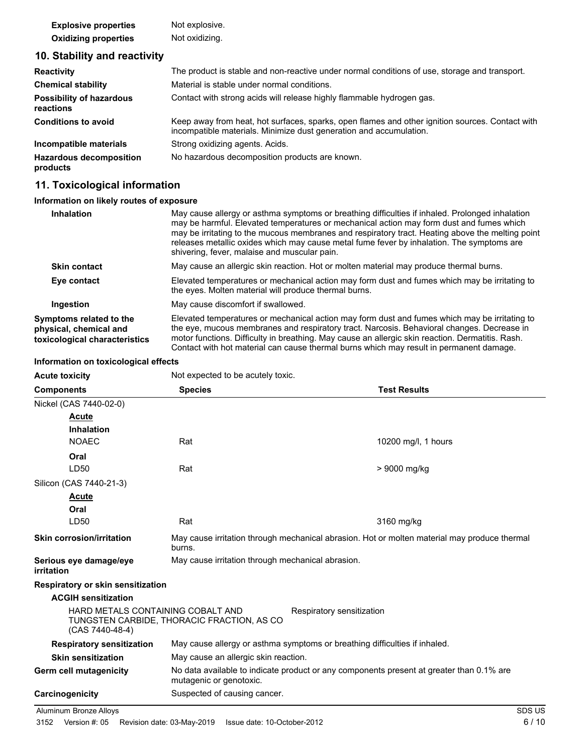| | |
|---|---|
| **Explosive properties** | Not explosive. |
| **Oxidizing properties** | Not oxidizing. |

## 10. Stability and reactivity

| | |
|---|---|
| **Reactivity** | The product is stable and non-reactive under normal conditions of use, storage and transport. |
| **Chemical stability** | Material is stable under normal conditions. |
| **Possibility of hazardous reactions** | Contact with strong acids will release highly flammable hydrogen gas. |
| **Conditions to avoid** | Keep away from heat, hot surfaces, sparks, open flames and other ignition sources. Contact with incompatible materials. Minimize dust generation and accumulation. |
| **Incompatible materials** | Strong oxidizing agents. Acids. |
| **Hazardous decomposition products** | No hazardous decomposition products are known. |

## 11. Toxicological information

### Information on likely routes of exposure

| | |
|---|---|
| **Inhalation** | May cause allergy or asthma symptoms or breathing difficulties if inhaled. Prolonged inhalation may be harmful. Elevated temperatures or mechanical action may form dust and fumes which may be irritating to the mucous membranes and respiratory tract. Heating above the melting point releases metallic oxides which may cause metal fume fever by inhalation. The symptoms are shivering, fever, malaise and muscular pain. |
| **Skin contact** | May cause an allergic skin reaction. Hot or molten material may produce thermal burns. |
| **Eye contact** | Elevated temperatures or mechanical action may form dust and fumes which may be irritating to the eyes. Molten material will produce thermal burns. |
| **Ingestion** | May cause discomfort if swallowed. |
| **Symptoms related to the physical, chemical and toxicological characteristics** | Elevated temperatures or mechanical action may form dust and fumes which may be irritating to the eye, mucous membranes and respiratory tract. Narcosis. Behavioral changes. Decrease in motor functions. Difficulty in breathing. May cause an allergic skin reaction. Dermatitis. Rash. Contact with hot material can cause thermal burns which may result in permanent damage. |

### Information on toxicological effects

**Acute toxicity** Not expected to be acutely toxic.

| Components | Species | Test Results |
|---|---|---|
| Nickel (CAS 7440-02-0) | | |
| ***Acute*** | | |
| **Inhalation** | | |
| NOAEC | Rat | 10200 mg/l, 1 hours |
| **Oral** | | |
| LD50 | Rat | > 9000 mg/kg |
| Silicon (CAS 7440-21-3) | | |
| ***Acute*** | | |
| **Oral** | | |
| LD50 | Rat | 3160 mg/kg |

| | |
|---|---|
| **Skin corrosion/irritation** | May cause irritation through mechanical abrasion. Hot or molten material may produce thermal burns. |
| **Serious eye damage/eye irritation** | May cause irritation through mechanical abrasion. |

**Respiratory or skin sensitization**

**ACGIH sensitization**

| | |
|---|---|
| HARD METALS CONTAINING COBALT AND TUNGSTEN CARBIDE, THORACIC FRACTION, AS CO (CAS 7440-48-4) | Respiratory sensitization |

| | |
|---|---|
| **Respiratory sensitization** | May cause allergy or asthma symptoms or breathing difficulties if inhaled. |
| **Skin sensitization** | May cause an allergic skin reaction. |
| **Germ cell mutagenicity** | No data available to indicate product or any components present at greater than 0.1% are mutagenic or genotoxic. |
| **Carcinogenicity** | Suspected of causing cancer. |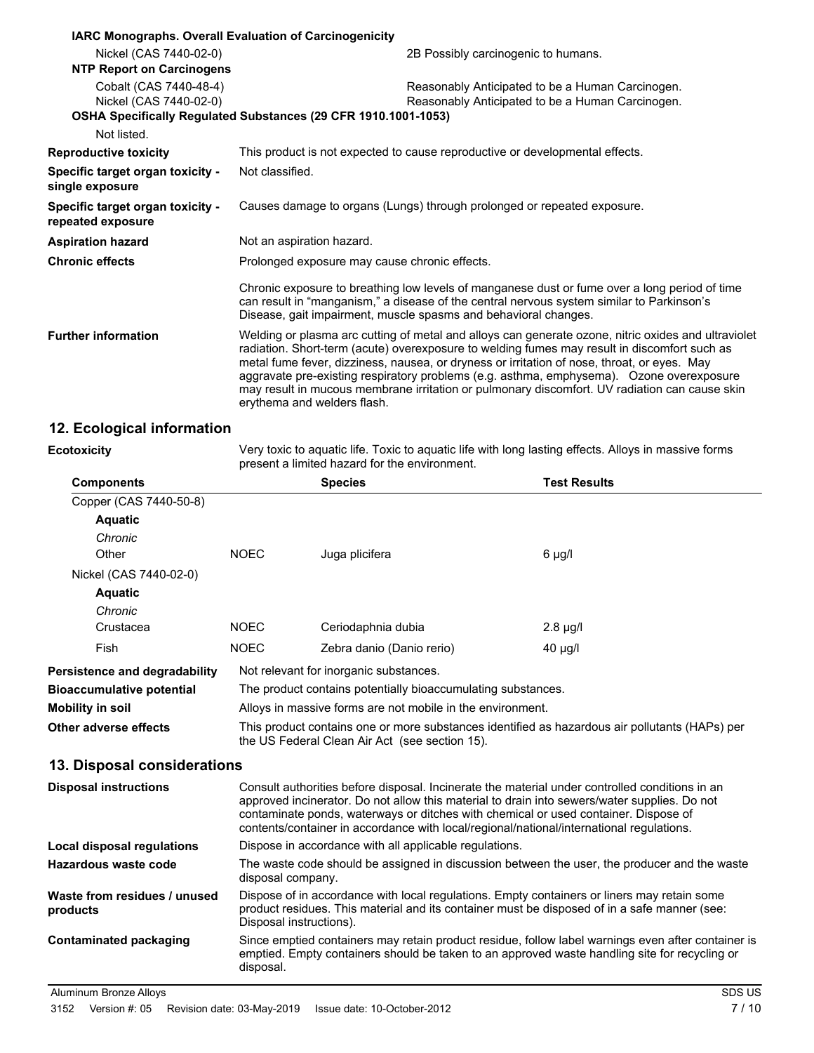**IARC Monographs. Overall Evaluation of Carcinogenicity**

| | |
|---|---|
| Nickel (CAS 7440-02-0) | 2B Possibly carcinogenic to humans. |

**NTP Report on Carcinogens**

| | |
|---|---|
| Cobalt (CAS 7440-48-4) | Reasonably Anticipated to be a Human Carcinogen. |
| Nickel (CAS 7440-02-0) | Reasonably Anticipated to be a Human Carcinogen. |

**OSHA Specifically Regulated Substances (29 CFR 1910.1001-1053)**

Not listed.

**Reproductive toxicity**: This product is not expected to cause reproductive or developmental effects.

**Specific target organ toxicity - single exposure**: Not classified.

**Specific target organ toxicity - repeated exposure**: Causes damage to organs (Lungs) through prolonged or repeated exposure.

**Aspiration hazard**: Not an aspiration hazard.

**Chronic effects**: Prolonged exposure may cause chronic effects.

Chronic exposure to breathing low levels of manganese dust or fume over a long period of time can result in “manganism,” a disease of the central nervous system similar to Parkinson’s Disease, gait impairment, muscle spasms and behavioral changes.

**Further information**: Welding or plasma arc cutting of metal and alloys can generate ozone, nitric oxides and ultraviolet radiation. Short-term (acute) overexposure to welding fumes may result in discomfort such as metal fume fever, dizziness, nausea, or dryness or irritation of nose, throat, or eyes. May aggravate pre-existing respiratory problems (e.g. asthma, emphysema). Ozone overexposure may result in mucous membrane irritation or pulmonary discomfort. UV radiation can cause skin erythema and welders flash.

## 12. Ecological information

**Ecotoxicity**: Very toxic to aquatic life. Toxic to aquatic life with long lasting effects. Alloys in massive forms present a limited hazard for the environment.

| Components | | Species | Test Results |
|---|---|---|---|
| Copper (CAS 7440-50-8) | | | |
| **Aquatic** | | | |
| *Chronic* | | | |
| Other | NOEC | Juga plicifera | 6 µg/l |
| Nickel (CAS 7440-02-0) | | | |
| **Aquatic** | | | |
| *Chronic* | | | |
| Crustacea | NOEC | Ceriodaphnia dubia | 2.8 µg/l |
| Fish | NOEC | Zebra danio (Danio rerio) | 40 µg/l |

**Persistence and degradability**: Not relevant for inorganic substances.

**Bioaccumulative potential**: The product contains potentially bioaccumulating substances.

**Mobility in soil**: Alloys in massive forms are not mobile in the environment.

**Other adverse effects**: This product contains one or more substances identified as hazardous air pollutants (HAPs) per the US Federal Clean Air Act (see section 15).

## 13. Disposal considerations

**Disposal instructions**: Consult authorities before disposal. Incinerate the material under controlled conditions in an approved incinerator. Do not allow this material to drain into sewers/water supplies. Do not contaminate ponds, waterways or ditches with chemical or used container. Dispose of contents/container in accordance with local/regional/national/international regulations.

**Local disposal regulations**: Dispose in accordance with all applicable regulations.

**Hazardous waste code**: The waste code should be assigned in discussion between the user, the producer and the waste disposal company.

**Waste from residues / unused products**: Dispose of in accordance with local regulations. Empty containers or liners may retain some product residues. This material and its container must be disposed of in a safe manner (see: Disposal instructions).

**Contaminated packaging**: Since emptied containers may retain product residue, follow label warnings even after container is emptied. Empty containers should be taken to an approved waste handling site for recycling or disposal.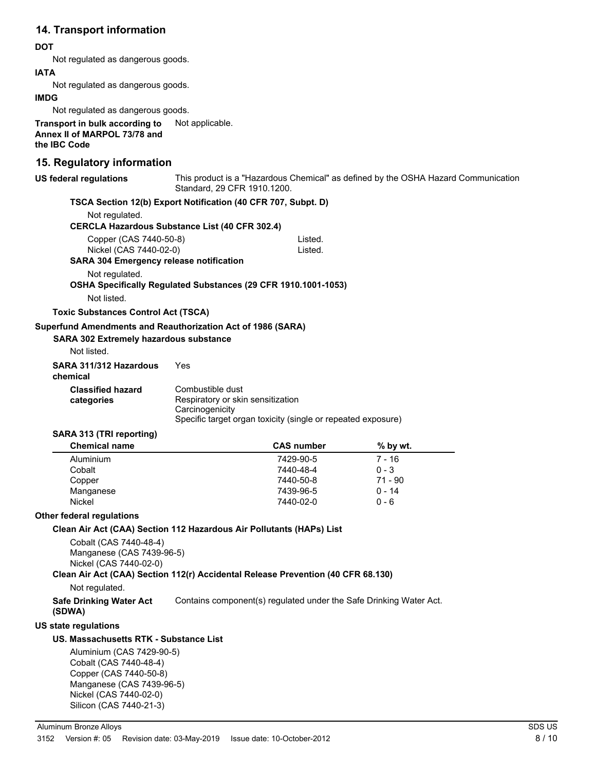## 14. Transport information

**DOT**

Not regulated as dangerous goods.

**IATA**

Not regulated as dangerous goods.

**IMDG**

Not regulated as dangerous goods.

**Transport in bulk according to Annex II of MARPOL 73/78 and the IBC Code** Not applicable.

## 15. Regulatory information

**US federal regulations** This product is a "Hazardous Chemical" as defined by the OSHA Hazard Communication Standard, 29 CFR 1910.1200.

**TSCA Section 12(b) Export Notification (40 CFR 707, Subpt. D)**

Not regulated.

**CERCLA Hazardous Substance List (40 CFR 302.4)**

| | |
|---|---|
| Copper (CAS 7440-50-8) | Listed. |
| Nickel (CAS 7440-02-0) | Listed. |

**SARA 304 Emergency release notification**

Not regulated.

**OSHA Specifically Regulated Substances (29 CFR 1910.1001-1053)**

Not listed.

**Toxic Substances Control Act (TSCA)**

**Superfund Amendments and Reauthorization Act of 1986 (SARA)**

**SARA 302 Extremely hazardous substance**

Not listed.

**SARA 311/312 Hazardous chemical** Yes

**Classified hazard categories**

Combustible dust
Respiratory or skin sensitization
Carcinogenicity
Specific target organ toxicity (single or repeated exposure)

**SARA 313 (TRI reporting)**

| Chemical name | CAS number | % by wt. |
|---|---|---|
| Aluminium | 7429-90-5 | 7 - 16 |
| Cobalt | 7440-48-4 | 0 - 3 |
| Copper | 7440-50-8 | 71 - 90 |
| Manganese | 7439-96-5 | 0 - 14 |
| Nickel | 7440-02-0 | 0 - 6 |

**Other federal regulations**

**Clean Air Act (CAA) Section 112 Hazardous Air Pollutants (HAPs) List**

Cobalt (CAS 7440-48-4)
Manganese (CAS 7439-96-5)
Nickel (CAS 7440-02-0)

**Clean Air Act (CAA) Section 112(r) Accidental Release Prevention (40 CFR 68.130)**

Not regulated.

**Safe Drinking Water Act (SDWA)** Contains component(s) regulated under the Safe Drinking Water Act.

**US state regulations**

**US. Massachusetts RTK - Substance List**

Aluminium (CAS 7429-90-5)
Cobalt (CAS 7440-48-4)
Copper (CAS 7440-50-8)
Manganese (CAS 7439-96-5)
Nickel (CAS 7440-02-0)
Silicon (CAS 7440-21-3)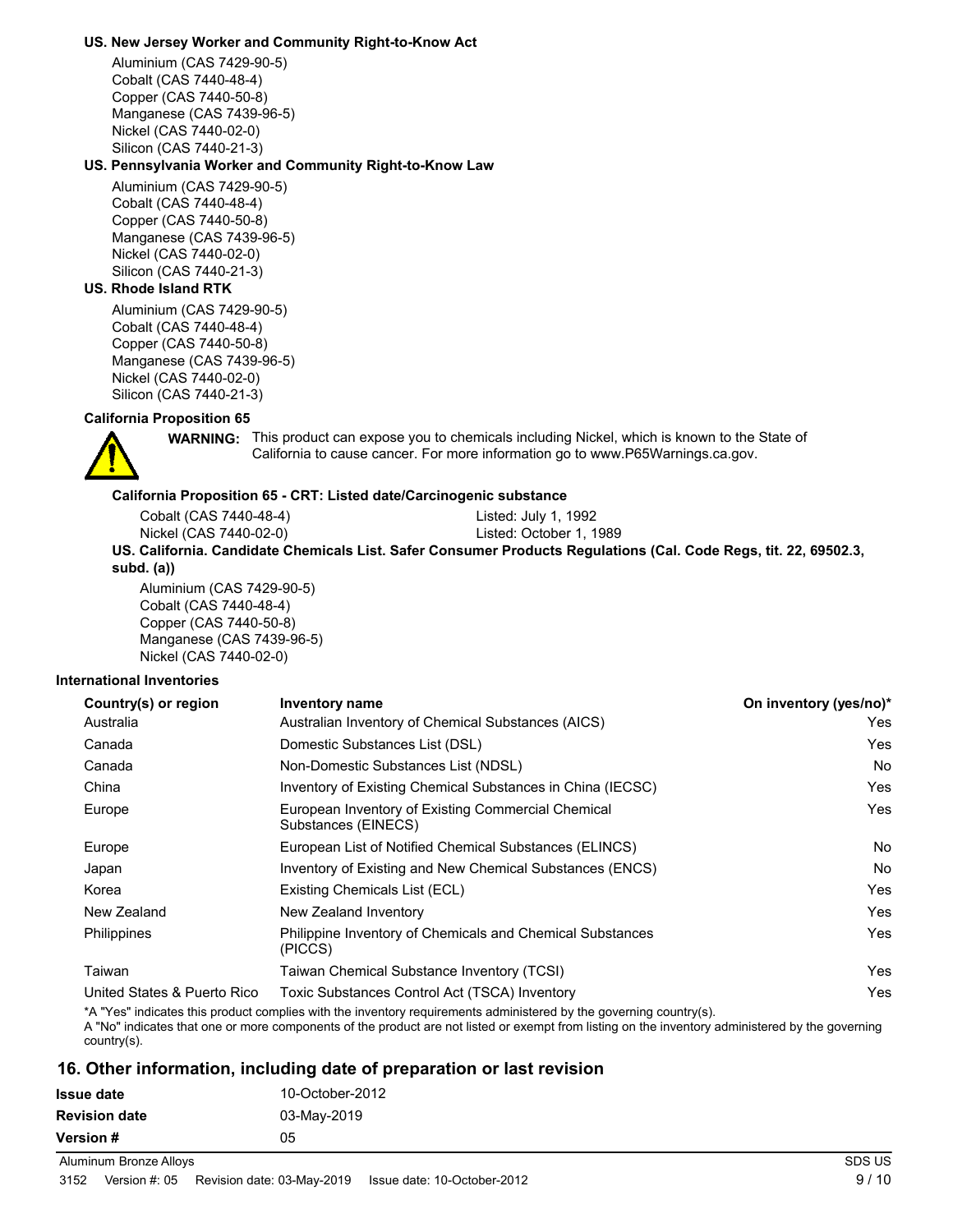**US. New Jersey Worker and Community Right-to-Know Act**

Aluminium (CAS 7429-90-5)
Cobalt (CAS 7440-48-4)
Copper (CAS 7440-50-8)
Manganese (CAS 7439-96-5)
Nickel (CAS 7440-02-0)
Silicon (CAS 7440-21-3)

**US. Pennsylvania Worker and Community Right-to-Know Law**

Aluminium (CAS 7429-90-5)
Cobalt (CAS 7440-48-4)
Copper (CAS 7440-50-8)
Manganese (CAS 7439-96-5)
Nickel (CAS 7440-02-0)
Silicon (CAS 7440-21-3)

**US. Rhode Island RTK**

Aluminium (CAS 7429-90-5)
Cobalt (CAS 7440-48-4)
Copper (CAS 7440-50-8)
Manganese (CAS 7439-96-5)
Nickel (CAS 7440-02-0)
Silicon (CAS 7440-21-3)

**California Proposition 65**

**WARNING:** This product can expose you to chemicals including Nickel, which is known to the State of California to cause cancer. For more information go to www.P65Warnings.ca.gov.

**California Proposition 65 - CRT: Listed date/Carcinogenic substance**

| | |
|---|---|
| Cobalt (CAS 7440-48-4) | Listed: July 1, 1992 |
| Nickel (CAS 7440-02-0) | Listed: October 1, 1989 |

**US. California. Candidate Chemicals List. Safer Consumer Products Regulations (Cal. Code Regs, tit. 22, 69502.3, subd. (a))**

Aluminium (CAS 7429-90-5)
Cobalt (CAS 7440-48-4)
Copper (CAS 7440-50-8)
Manganese (CAS 7439-96-5)
Nickel (CAS 7440-02-0)

**International Inventories**

| Country(s) or region | Inventory name | On inventory (yes/no)* |
|---|---|---|
| Australia | Australian Inventory of Chemical Substances (AICS) | Yes |
| Canada | Domestic Substances List (DSL) | Yes |
| Canada | Non-Domestic Substances List (NDSL) | No |
| China | Inventory of Existing Chemical Substances in China (IECSC) | Yes |
| Europe | European Inventory of Existing Commercial Chemical Substances (EINECS) | Yes |
| Europe | European List of Notified Chemical Substances (ELINCS) | No |
| Japan | Inventory of Existing and New Chemical Substances (ENCS) | No |
| Korea | Existing Chemicals List (ECL) | Yes |
| New Zealand | New Zealand Inventory | Yes |
| Philippines | Philippine Inventory of Chemicals and Chemical Substances (PICCS) | Yes |
| Taiwan | Taiwan Chemical Substance Inventory (TCSI) | Yes |
| United States & Puerto Rico | Toxic Substances Control Act (TSCA) Inventory | Yes |

*A "Yes" indicates this product complies with the inventory requirements administered by the governing country(s).
A "No" indicates that one or more components of the product are not listed or exempt from listing on the inventory administered by the governing country(s).

## 16. Other information, including date of preparation or last revision

| | |
|---|---|
| **Issue date** | 10-October-2012 |
| **Revision date** | 03-May-2019 |
| **Version #** | 05 |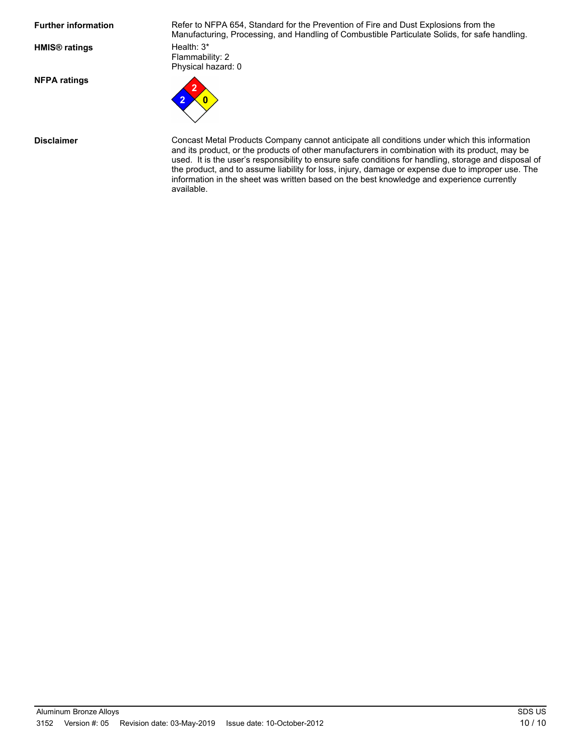**Further information**

Refer to NFPA 654, Standard for the Prevention of Fire and Dust Explosions from the Manufacturing, Processing, and Handling of Combustible Particulate Solids, for safe handling.

**HMIS® ratings**

Health: 3*
Flammability: 2
Physical hazard: 0

**NFPA ratings**

2
2
0

**Disclaimer**

Concast Metal Products Company cannot anticipate all conditions under which this information and its product, or the products of other manufacturers in combination with its product, may be used. It is the user's responsibility to ensure safe conditions for handling, storage and disposal of the product, and to assume liability for loss, injury, damage or expense due to improper use. The information in the sheet was written based on the best knowledge and experience currently available.